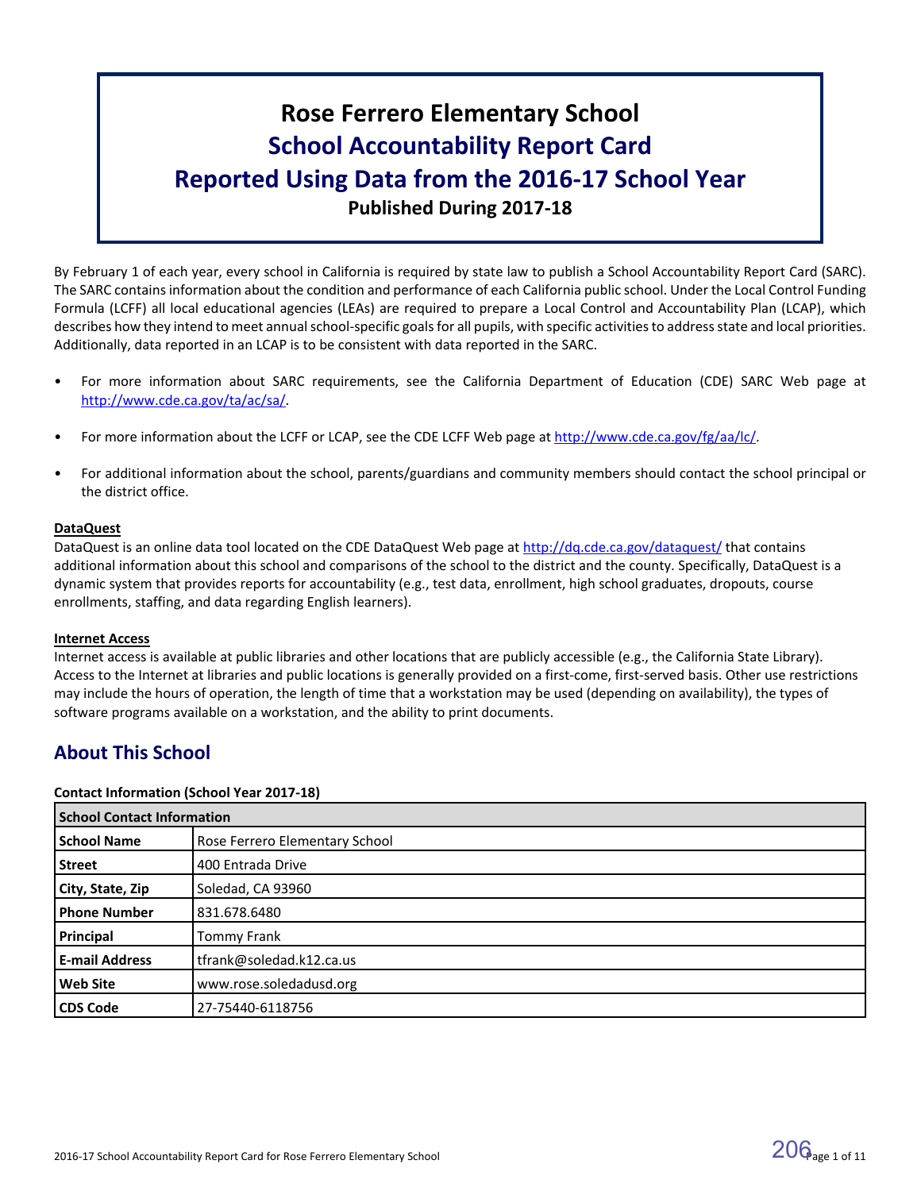# Rose Ferrero Elementary School
# School Accountability Report Card
# Reported Using Data from the 2016-17 School Year
**Published During 2017-18**

By February 1 of each year, every school in California is required by state law to publish a School Accountability Report Card (SARC). The SARC contains information about the condition and performance of each California public school. Under the Local Control Funding Formula (LCFF) all local educational agencies (LEAs) are required to prepare a Local Control and Accountability Plan (LCAP), which describes how they intend to meet annual school-specific goals for all pupils, with specific activities to address state and local priorities. Additionally, data reported in an LCAP is to be consistent with data reported in the SARC.

- For more information about SARC requirements, see the California Department of Education (CDE) SARC Web page at http://www.cde.ca.gov/ta/ac/sa/.
- For more information about the LCFF or LCAP, see the CDE LCFF Web page at http://www.cde.ca.gov/fg/aa/lc/.
- For additional information about the school, parents/guardians and community members should contact the school principal or the district office.

**DataQuest**

DataQuest is an online data tool located on the CDE DataQuest Web page at http://dq.cde.ca.gov/dataquest/ that contains additional information about this school and comparisons of the school to the district and the county. Specifically, DataQuest is a dynamic system that provides reports for accountability (e.g., test data, enrollment, high school graduates, dropouts, course enrollments, staffing, and data regarding English learners).

**Internet Access**

Internet access is available at public libraries and other locations that are publicly accessible (e.g., the California State Library). Access to the Internet at libraries and public locations is generally provided on a first-come, first-served basis. Other use restrictions may include the hours of operation, the length of time that a workstation may be used (depending on availability), the types of software programs available on a workstation, and the ability to print documents.

## About This School

**Contact Information (School Year 2017-18)**

| School Contact Information | |
|---|---|
| **School Name** | Rose Ferrero Elementary School |
| **Street** | 400 Entrada Drive |
| **City, State, Zip** | Soledad, CA 93960 |
| **Phone Number** | 831.678.6480 |
| **Principal** | Tommy Frank |
| **E-mail Address** | tfrank@soledad.k12.ca.us |
| **Web Site** | www.rose.soledadusd.org |
| **CDS Code** | 27-75440-6118756 |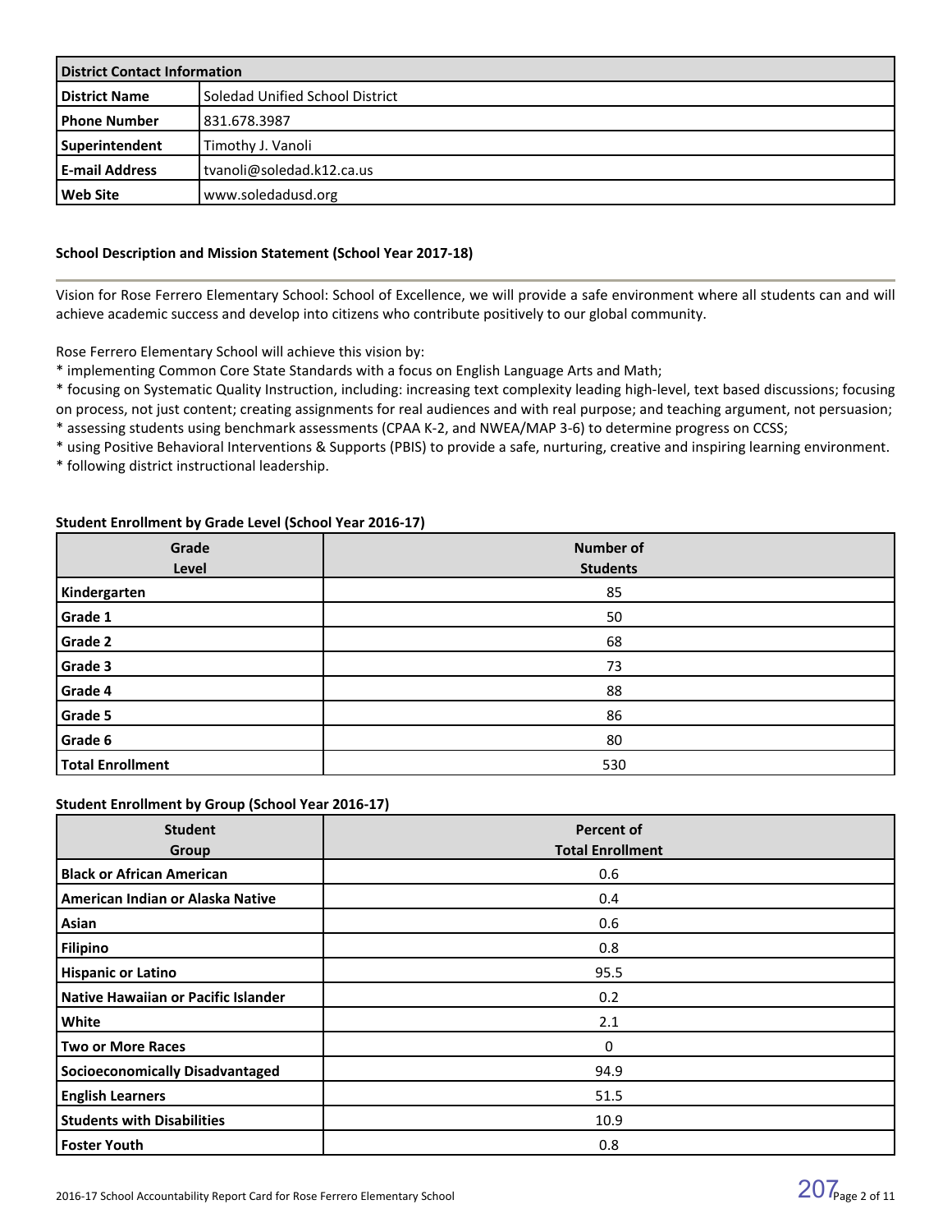| District Contact Information | |
|---|---|
| District Name | Soledad Unified School District |
| Phone Number | 831.678.3987 |
| Superintendent | Timothy J. Vanoli |
| E-mail Address | tvanoli@soledad.k12.ca.us |
| Web Site | www.soledadusd.org |

### School Description and Mission Statement (School Year 2017-18)

Vision for Rose Ferrero Elementary School: School of Excellence, we will provide a safe environment where all students can and will achieve academic success and develop into citizens who contribute positively to our global community.

Rose Ferrero Elementary School will achieve this vision by:

* implementing Common Core State Standards with a focus on English Language Arts and Math;
* focusing on Systematic Quality Instruction, including: increasing text complexity leading high-level, text based discussions; focusing on process, not just content; creating assignments for real audiences and with real purpose; and teaching argument, not persuasion;
* assessing students using benchmark assessments (CPAA K-2, and NWEA/MAP 3-6) to determine progress on CCSS;
* using Positive Behavioral Interventions & Supports (PBIS) to provide a safe, nurturing, creative and inspiring learning environment.
* following district instructional leadership.

### Student Enrollment by Grade Level (School Year 2016-17)

| Grade Level | Number of Students |
|---|---|
| Kindergarten | 85 |
| Grade 1 | 50 |
| Grade 2 | 68 |
| Grade 3 | 73 |
| Grade 4 | 88 |
| Grade 5 | 86 |
| Grade 6 | 80 |
| Total Enrollment | 530 |

### Student Enrollment by Group (School Year 2016-17)

| Student Group | Percent of Total Enrollment |
|---|---|
| Black or African American | 0.6 |
| American Indian or Alaska Native | 0.4 |
| Asian | 0.6 |
| Filipino | 0.8 |
| Hispanic or Latino | 95.5 |
| Native Hawaiian or Pacific Islander | 0.2 |
| White | 2.1 |
| Two or More Races | 0 |
| Socioeconomically Disadvantaged | 94.9 |
| English Learners | 51.5 |
| Students with Disabilities | 10.9 |
| Foster Youth | 0.8 |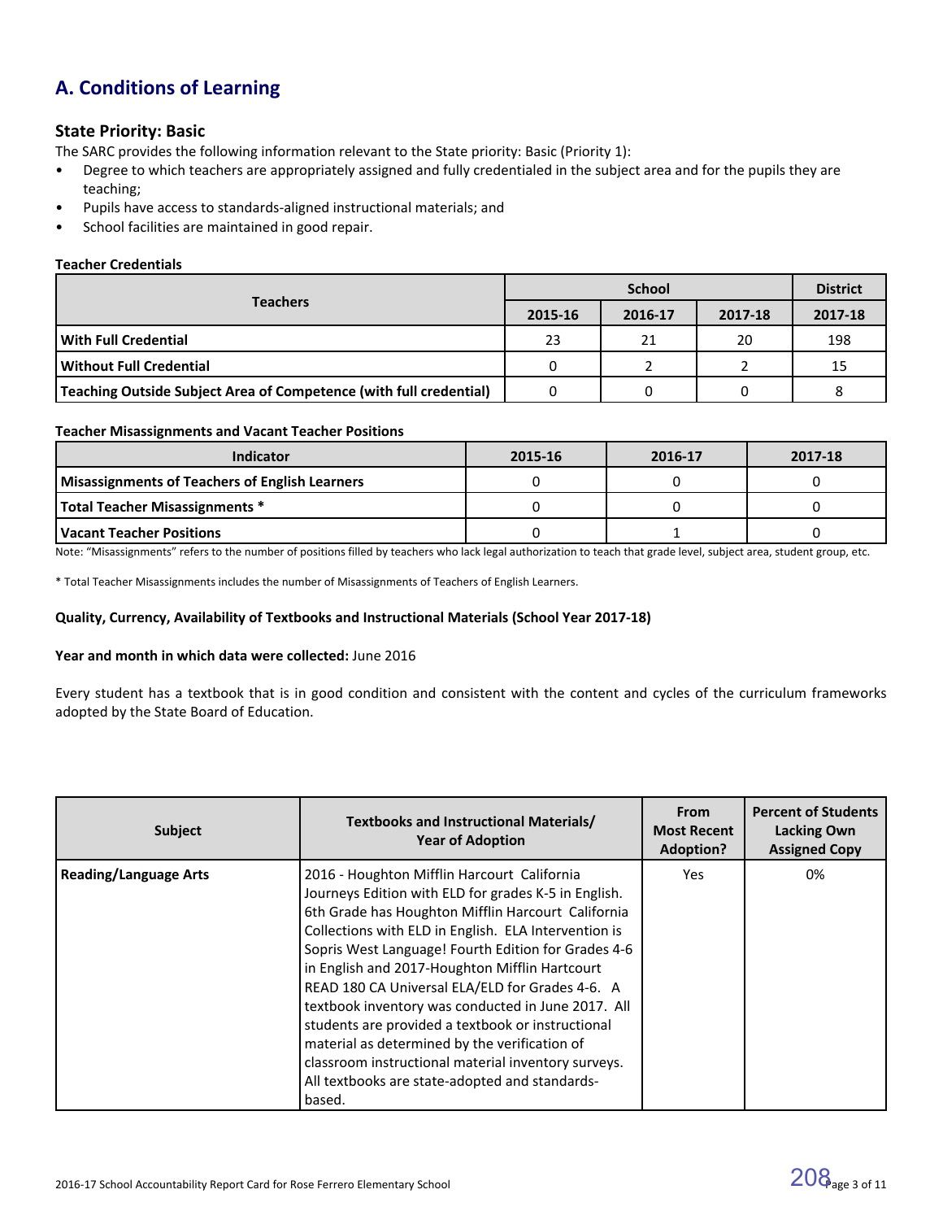# A. Conditions of Learning

### State Priority: Basic

The SARC provides the following information relevant to the State priority: Basic (Priority 1):

- Degree to which teachers are appropriately assigned and fully credentialed in the subject area and for the pupils they are teaching;
- Pupils have access to standards-aligned instructional materials; and
- School facilities are maintained in good repair.

**Teacher Credentials**

| Teachers | School | | | District |
|---|---|---|---|---|
| | 2015-16 | 2016-17 | 2017-18 | 2017-18 |
| **With Full Credential** | 23 | 21 | 20 | 198 |
| **Without Full Credential** | 0 | 2 | 2 | 15 |
| **Teaching Outside Subject Area of Competence (with full credential)** | 0 | 0 | 0 | 8 |

**Teacher Misassignments and Vacant Teacher Positions**

| Indicator | 2015-16 | 2016-17 | 2017-18 |
|---|---|---|---|
| **Misassignments of Teachers of English Learners** | 0 | 0 | 0 |
| **Total Teacher Misassignments *** | 0 | 0 | 0 |
| **Vacant Teacher Positions** | 0 | 1 | 0 |

Note: "Misassignments" refers to the number of positions filled by teachers who lack legal authorization to teach that grade level, subject area, student group, etc.

* Total Teacher Misassignments includes the number of Misassignments of Teachers of English Learners.

**Quality, Currency, Availability of Textbooks and Instructional Materials (School Year 2017-18)**

**Year and month in which data were collected:** June 2016

Every student has a textbook that is in good condition and consistent with the content and cycles of the curriculum frameworks adopted by the State Board of Education.

| Subject | Textbooks and Instructional Materials/ Year of Adoption | From Most Recent Adoption? | Percent of Students Lacking Own Assigned Copy |
|---|---|---|---|
| **Reading/Language Arts** | 2016 - Houghton Mifflin Harcourt California Journeys Edition with ELD for grades K-5 in English. 6th Grade has Houghton Mifflin Harcourt California Collections with ELD in English. ELA Intervention is Sopris West Language! Fourth Edition for Grades 4-6 in English and 2017-Houghton Mifflin Hartcourt READ 180 CA Universal ELA/ELD for Grades 4-6. A textbook inventory was conducted in June 2017. All students are provided a textbook or instructional material as determined by the verification of classroom instructional material inventory surveys. All textbooks are state-adopted and standards-based. | Yes | 0% |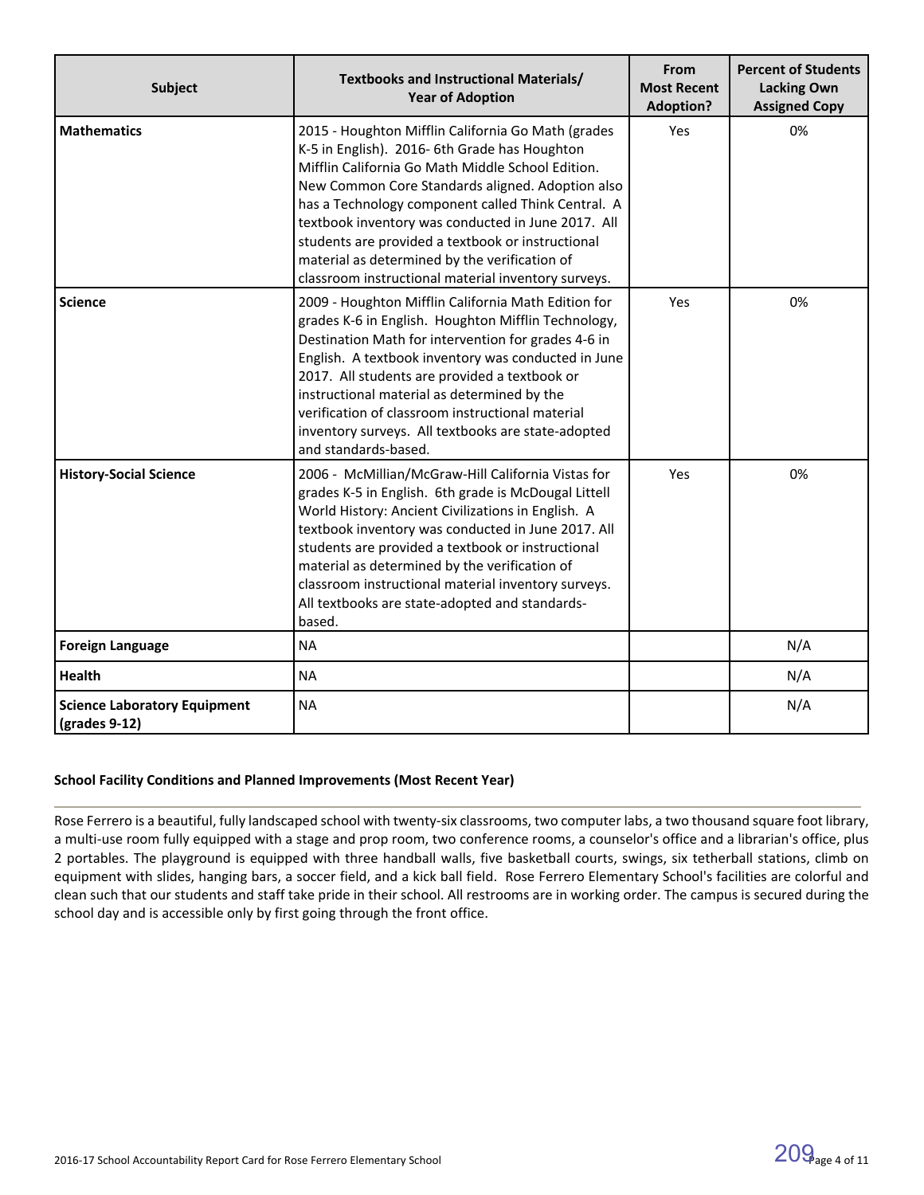| Subject | Textbooks and Instructional Materials/ Year of Adoption | From Most Recent Adoption? | Percent of Students Lacking Own Assigned Copy |
|---|---|---|---|
| **Mathematics** | 2015 - Houghton Mifflin California Go Math (grades K-5 in English). 2016- 6th Grade has Houghton Mifflin California Go Math Middle School Edition. New Common Core Standards aligned. Adoption also has a Technology component called Think Central. A textbook inventory was conducted in June 2017. All students are provided a textbook or instructional material as determined by the verification of classroom instructional material inventory surveys. | Yes | 0% |
| **Science** | 2009 - Houghton Mifflin California Math Edition for grades K-6 in English. Houghton Mifflin Technology, Destination Math for intervention for grades 4-6 in English. A textbook inventory was conducted in June 2017. All students are provided a textbook or instructional material as determined by the verification of classroom instructional material inventory surveys. All textbooks are state-adopted and standards-based. | Yes | 0% |
| **History-Social Science** | 2006 - McMillian/McGraw-Hill California Vistas for grades K-5 in English. 6th grade is McDougal Littell World History: Ancient Civilizations in English. A textbook inventory was conducted in June 2017. All students are provided a textbook or instructional material as determined by the verification of classroom instructional material inventory surveys. All textbooks are state-adopted and standards-based. | Yes | 0% |
| **Foreign Language** | NA | | N/A |
| **Health** | NA | | N/A |
| **Science Laboratory Equipment (grades 9-12)** | NA | | N/A |

### School Facility Conditions and Planned Improvements (Most Recent Year)

Rose Ferrero is a beautiful, fully landscaped school with twenty-six classrooms, two computer labs, a two thousand square foot library, a multi-use room fully equipped with a stage and prop room, two conference rooms, a counselor's office and a librarian's office, plus 2 portables. The playground is equipped with three handball walls, five basketball courts, swings, six tetherball stations, climb on equipment with slides, hanging bars, a soccer field, and a kick ball field. Rose Ferrero Elementary School's facilities are colorful and clean such that our students and staff take pride in their school. All restrooms are in working order. The campus is secured during the school day and is accessible only by first going through the front office.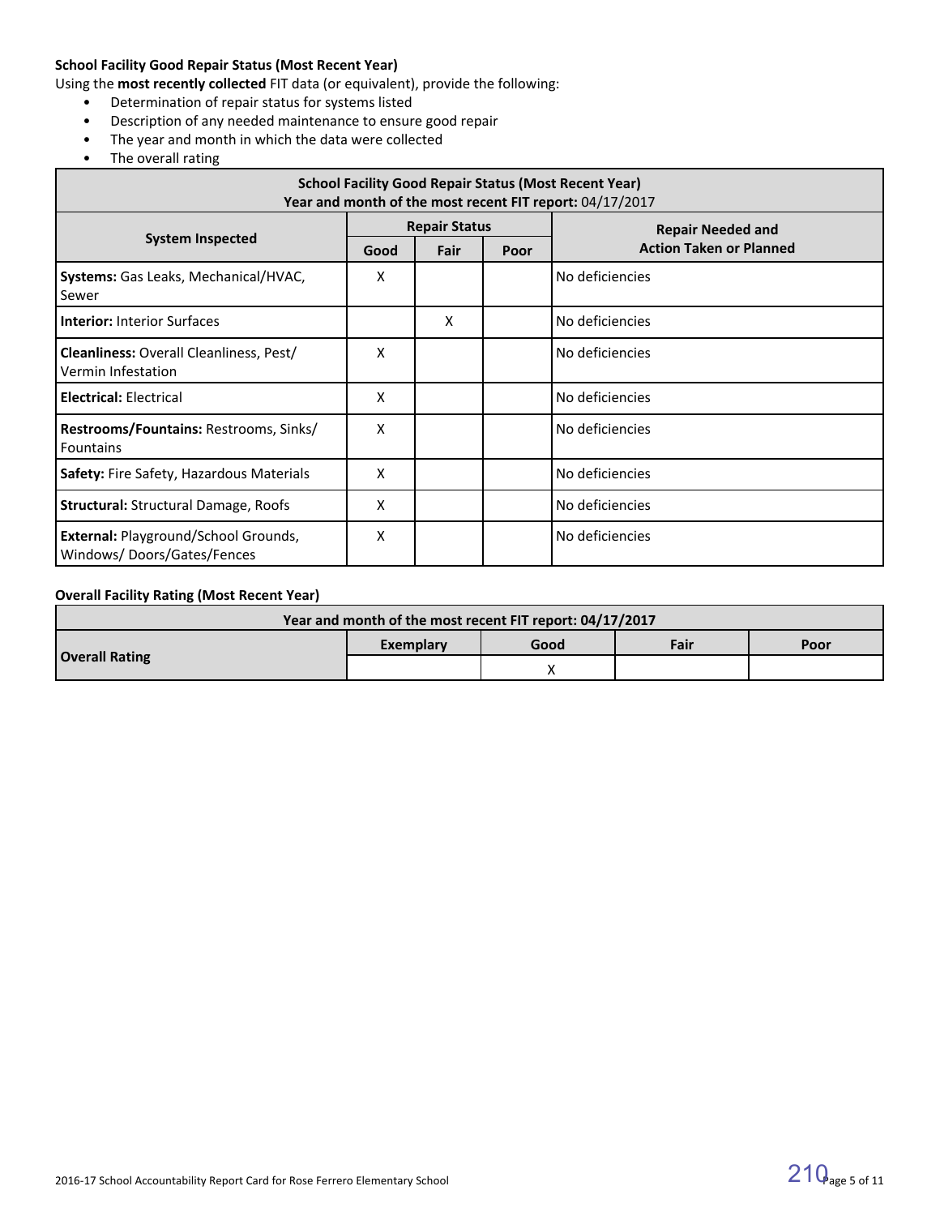**School Facility Good Repair Status (Most Recent Year)**

Using the **most recently collected** FIT data (or equivalent), provide the following:

- Determination of repair status for systems listed
- Description of any needed maintenance to ensure good repair
- The year and month in which the data were collected
- The overall rating

| School Facility Good Repair Status (Most Recent Year)<br>Year and month of the most recent FIT report: 04/17/2017 | | | | |
|---|---|---|---|---|
| **System Inspected** | **Repair Status** | | | **Repair Needed and Action Taken or Planned** |
| | **Good** | **Fair** | **Poor** | |
| **Systems:** Gas Leaks, Mechanical/HVAC, Sewer | X | | | No deficiencies |
| **Interior:** Interior Surfaces | | X | | No deficiencies |
| **Cleanliness:** Overall Cleanliness, Pest/ Vermin Infestation | X | | | No deficiencies |
| **Electrical:** Electrical | X | | | No deficiencies |
| **Restrooms/Fountains:** Restrooms, Sinks/ Fountains | X | | | No deficiencies |
| **Safety:** Fire Safety, Hazardous Materials | X | | | No deficiencies |
| **Structural:** Structural Damage, Roofs | X | | | No deficiencies |
| **External:** Playground/School Grounds, Windows/ Doors/Gates/Fences | X | | | No deficiencies |

**Overall Facility Rating (Most Recent Year)**

| Year and month of the most recent FIT report: 04/17/2017 | | | | |
|---|---|---|---|---|
| **Overall Rating** | **Exemplary** | **Good** | **Fair** | **Poor** |
| | | X | | |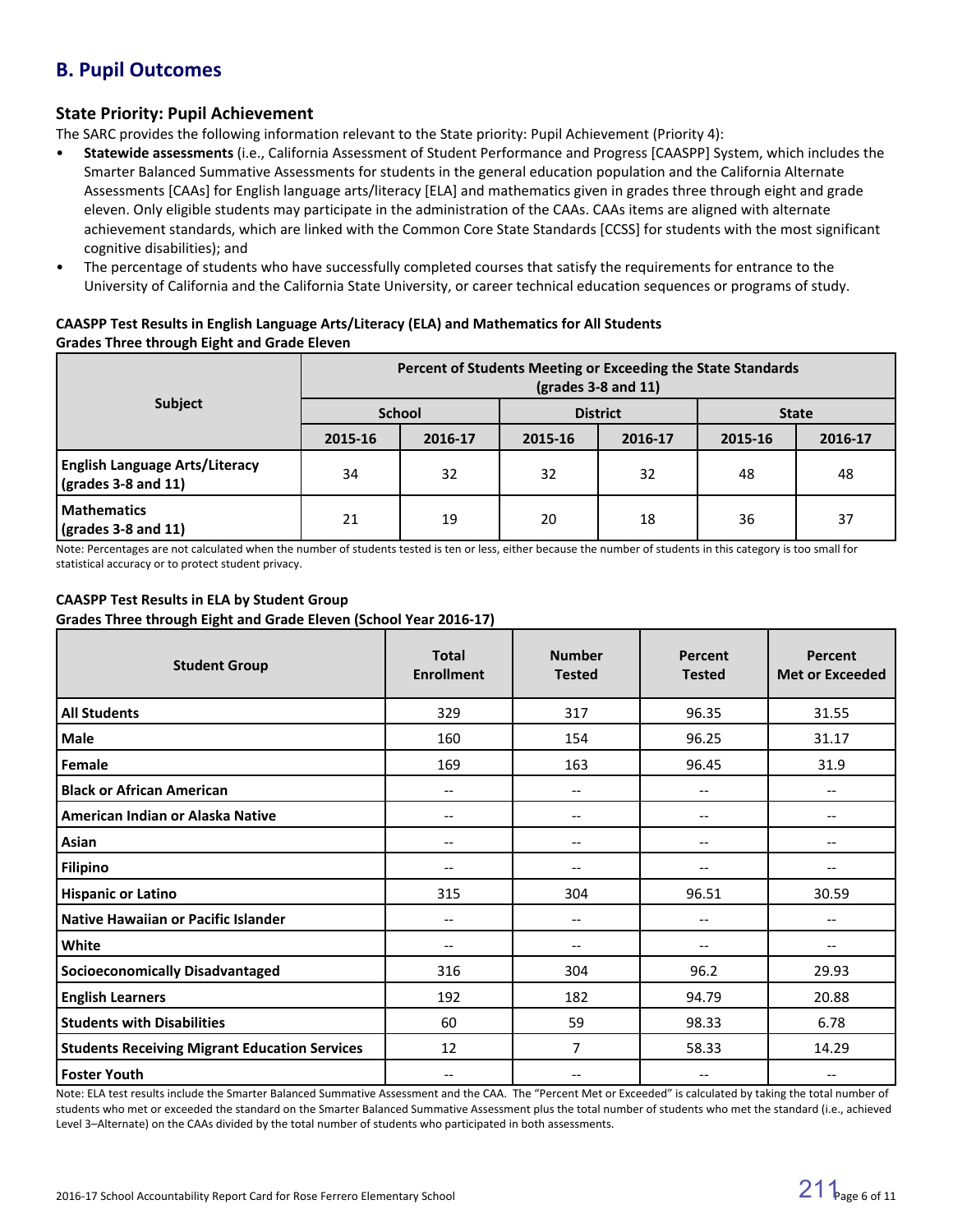## B. Pupil Outcomes

### State Priority: Pupil Achievement

The SARC provides the following information relevant to the State priority: Pupil Achievement (Priority 4):

- **Statewide assessments** (i.e., California Assessment of Student Performance and Progress [CAASPP] System, which includes the Smarter Balanced Summative Assessments for students in the general education population and the California Alternate Assessments [CAAs] for English language arts/literacy [ELA] and mathematics given in grades three through eight and grade eleven. Only eligible students may participate in the administration of the CAAs. CAAs items are aligned with alternate achievement standards, which are linked with the Common Core State Standards [CCSS] for students with the most significant cognitive disabilities); and
- The percentage of students who have successfully completed courses that satisfy the requirements for entrance to the University of California and the California State University, or career technical education sequences or programs of study.

**CAASPP Test Results in English Language Arts/Literacy (ELA) and Mathematics for All Students**
**Grades Three through Eight and Grade Eleven**

| Subject | Percent of Students Meeting or Exceeding the State Standards (grades 3-8 and 11) | | | | | |
|---|---|---|---|---|---|---|
| | School | | District | | State | |
| | 2015-16 | 2016-17 | 2015-16 | 2016-17 | 2015-16 | 2016-17 |
| **English Language Arts/Literacy (grades 3-8 and 11)** | 34 | 32 | 32 | 32 | 48 | 48 |
| **Mathematics (grades 3-8 and 11)** | 21 | 19 | 20 | 18 | 36 | 37 |

Note: Percentages are not calculated when the number of students tested is ten or less, either because the number of students in this category is too small for statistical accuracy or to protect student privacy.

**CAASPP Test Results in ELA by Student Group**
**Grades Three through Eight and Grade Eleven (School Year 2016-17)**

| Student Group | Total Enrollment | Number Tested | Percent Tested | Percent Met or Exceeded |
|---|---|---|---|---|
| **All Students** | 329 | 317 | 96.35 | 31.55 |
| **Male** | 160 | 154 | 96.25 | 31.17 |
| **Female** | 169 | 163 | 96.45 | 31.9 |
| **Black or African American** | -- | -- | -- | -- |
| **American Indian or Alaska Native** | -- | -- | -- | -- |
| **Asian** | -- | -- | -- | -- |
| **Filipino** | -- | -- | -- | -- |
| **Hispanic or Latino** | 315 | 304 | 96.51 | 30.59 |
| **Native Hawaiian or Pacific Islander** | -- | -- | -- | -- |
| **White** | -- | -- | -- | -- |
| **Socioeconomically Disadvantaged** | 316 | 304 | 96.2 | 29.93 |
| **English Learners** | 192 | 182 | 94.79 | 20.88 |
| **Students with Disabilities** | 60 | 59 | 98.33 | 6.78 |
| **Students Receiving Migrant Education Services** | 12 | 7 | 58.33 | 14.29 |
| **Foster Youth** | -- | -- | -- | -- |

Note: ELA test results include the Smarter Balanced Summative Assessment and the CAA. The "Percent Met or Exceeded" is calculated by taking the total number of students who met or exceeded the standard on the Smarter Balanced Summative Assessment plus the total number of students who met the standard (i.e., achieved Level 3–Alternate) on the CAAs divided by the total number of students who participated in both assessments.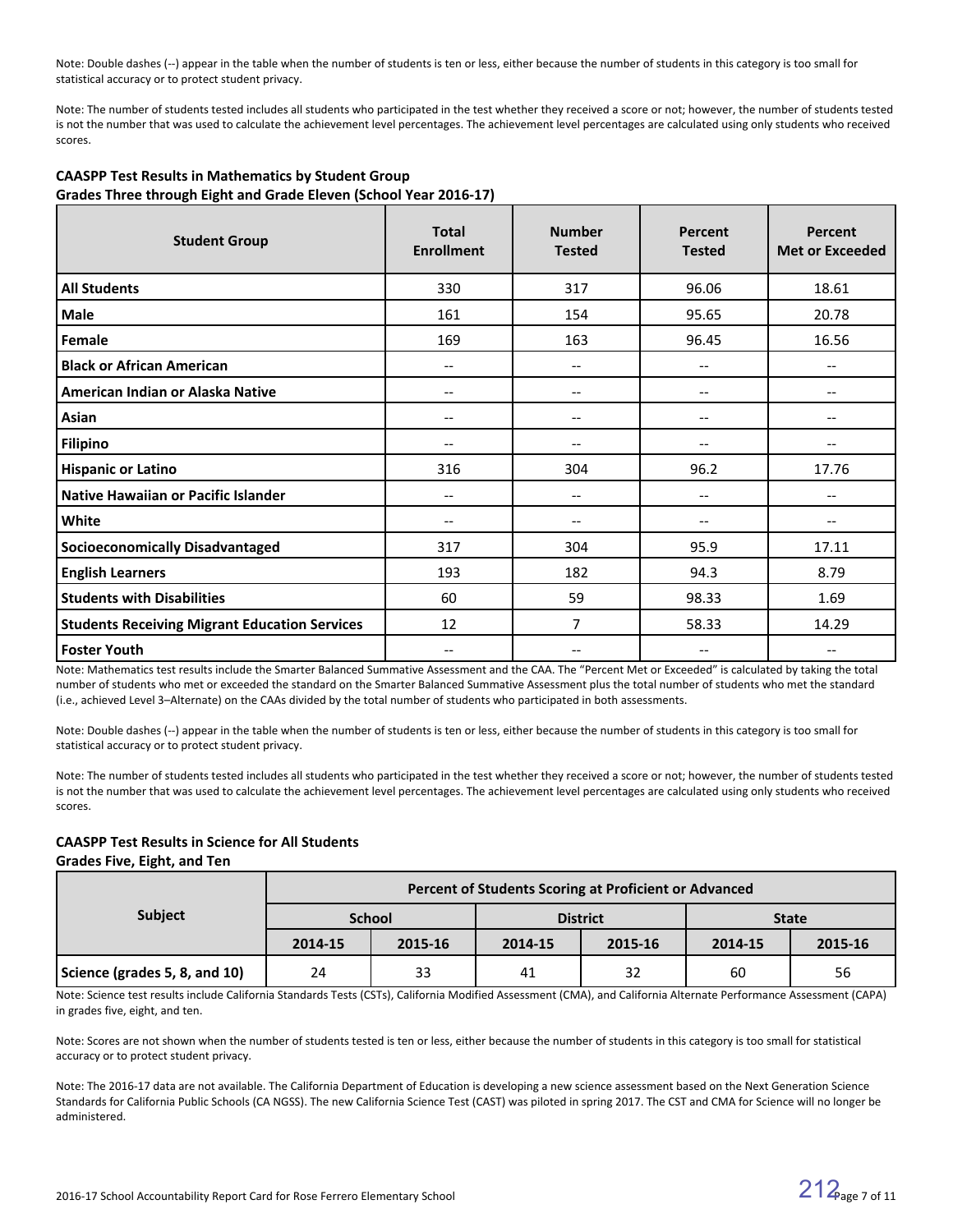Note: Double dashes (--) appear in the table when the number of students is ten or less, either because the number of students in this category is too small for statistical accuracy or to protect student privacy.

Note: The number of students tested includes all students who participated in the test whether they received a score or not; however, the number of students tested is not the number that was used to calculate the achievement level percentages. The achievement level percentages are calculated using only students who received scores.

**CAASPP Test Results in Mathematics by Student Group**
**Grades Three through Eight and Grade Eleven (School Year 2016-17)**

| Student Group | Total Enrollment | Number Tested | Percent Tested | Percent Met or Exceeded |
|---|---|---|---|---|
| **All Students** | 330 | 317 | 96.06 | 18.61 |
| **Male** | 161 | 154 | 95.65 | 20.78 |
| **Female** | 169 | 163 | 96.45 | 16.56 |
| **Black or African American** | -- | -- | -- | -- |
| **American Indian or Alaska Native** | -- | -- | -- | -- |
| **Asian** | -- | -- | -- | -- |
| **Filipino** | -- | -- | -- | -- |
| **Hispanic or Latino** | 316 | 304 | 96.2 | 17.76 |
| **Native Hawaiian or Pacific Islander** | -- | -- | -- | -- |
| **White** | -- | -- | -- | -- |
| **Socioeconomically Disadvantaged** | 317 | 304 | 95.9 | 17.11 |
| **English Learners** | 193 | 182 | 94.3 | 8.79 |
| **Students with Disabilities** | 60 | 59 | 98.33 | 1.69 |
| **Students Receiving Migrant Education Services** | 12 | 7 | 58.33 | 14.29 |
| **Foster Youth** | -- | -- | -- | -- |

Note: Mathematics test results include the Smarter Balanced Summative Assessment and the CAA. The "Percent Met or Exceeded" is calculated by taking the total number of students who met or exceeded the standard on the Smarter Balanced Summative Assessment plus the total number of students who met the standard (i.e., achieved Level 3–Alternate) on the CAAs divided by the total number of students who participated in both assessments.

Note: Double dashes (--) appear in the table when the number of students is ten or less, either because the number of students in this category is too small for statistical accuracy or to protect student privacy.

Note: The number of students tested includes all students who participated in the test whether they received a score or not; however, the number of students tested is not the number that was used to calculate the achievement level percentages. The achievement level percentages are calculated using only students who received scores.

**CAASPP Test Results in Science for All Students**
**Grades Five, Eight, and Ten**

| Subject | Percent of Students Scoring at Proficient or Advanced | | | | | |
|---|---|---|---|---|---|---|
| | School | | District | | State | |
| | 2014-15 | 2015-16 | 2014-15 | 2015-16 | 2014-15 | 2015-16 |
| **Science (grades 5, 8, and 10)** | 24 | 33 | 41 | 32 | 60 | 56 |

Note: Science test results include California Standards Tests (CSTs), California Modified Assessment (CMA), and California Alternate Performance Assessment (CAPA) in grades five, eight, and ten.

Note: Scores are not shown when the number of students tested is ten or less, either because the number of students in this category is too small for statistical accuracy or to protect student privacy.

Note: The 2016-17 data are not available. The California Department of Education is developing a new science assessment based on the Next Generation Science Standards for California Public Schools (CA NGSS). The new California Science Test (CAST) was piloted in spring 2017. The CST and CMA for Science will no longer be administered.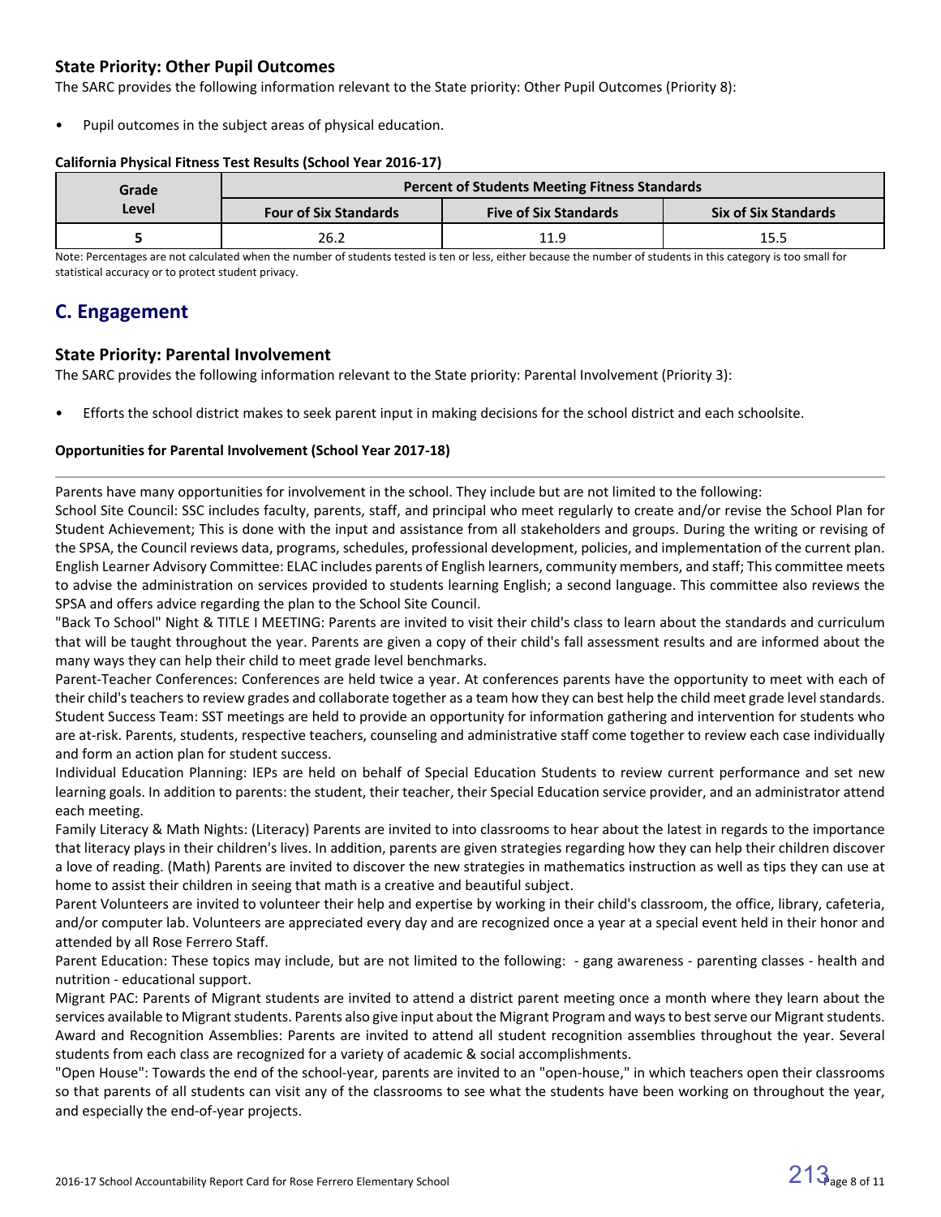### State Priority: Other Pupil Outcomes

The SARC provides the following information relevant to the State priority: Other Pupil Outcomes (Priority 8):

- Pupil outcomes in the subject areas of physical education.

**California Physical Fitness Test Results (School Year 2016-17)**

| Grade Level | Percent of Students Meeting Fitness Standards | | |
|---|---|---|---|
| | Four of Six Standards | Five of Six Standards | Six of Six Standards |
| 5 | 26.2 | 11.9 | 15.5 |

Note: Percentages are not calculated when the number of students tested is ten or less, either because the number of students in this category is too small for statistical accuracy or to protect student privacy.

## C. Engagement

### State Priority: Parental Involvement

The SARC provides the following information relevant to the State priority: Parental Involvement (Priority 3):

- Efforts the school district makes to seek parent input in making decisions for the school district and each schoolsite.

**Opportunities for Parental Involvement (School Year 2017-18)**

Parents have many opportunities for involvement in the school. They include but are not limited to the following:
School Site Council: SSC includes faculty, parents, staff, and principal who meet regularly to create and/or revise the School Plan for Student Achievement; This is done with the input and assistance from all stakeholders and groups. During the writing or revising of the SPSA, the Council reviews data, programs, schedules, professional development, policies, and implementation of the current plan.
English Learner Advisory Committee: ELAC includes parents of English learners, community members, and staff; This committee meets to advise the administration on services provided to students learning English; a second language. This committee also reviews the SPSA and offers advice regarding the plan to the School Site Council.
"Back To School" Night & TITLE I MEETING: Parents are invited to visit their child's class to learn about the standards and curriculum that will be taught throughout the year. Parents are given a copy of their child's fall assessment results and are informed about the many ways they can help their child to meet grade level benchmarks.
Parent-Teacher Conferences: Conferences are held twice a year. At conferences parents have the opportunity to meet with each of their child's teachers to review grades and collaborate together as a team how they can best help the child meet grade level standards.
Student Success Team: SST meetings are held to provide an opportunity for information gathering and intervention for students who are at-risk. Parents, students, respective teachers, counseling and administrative staff come together to review each case individually and form an action plan for student success.
Individual Education Planning: IEPs are held on behalf of Special Education Students to review current performance and set new learning goals. In addition to parents: the student, their teacher, their Special Education service provider, and an administrator attend each meeting.
Family Literacy & Math Nights: (Literacy) Parents are invited to into classrooms to hear about the latest in regards to the importance that literacy plays in their children's lives. In addition, parents are given strategies regarding how they can help their children discover a love of reading. (Math) Parents are invited to discover the new strategies in mathematics instruction as well as tips they can use at home to assist their children in seeing that math is a creative and beautiful subject.
Parent Volunteers are invited to volunteer their help and expertise by working in their child's classroom, the office, library, cafeteria, and/or computer lab. Volunteers are appreciated every day and are recognized once a year at a special event held in their honor and attended by all Rose Ferrero Staff.
Parent Education: These topics may include, but are not limited to the following: - gang awareness - parenting classes - health and nutrition - educational support.
Migrant PAC: Parents of Migrant students are invited to attend a district parent meeting once a month where they learn about the services available to Migrant students. Parents also give input about the Migrant Program and ways to best serve our Migrant students.
Award and Recognition Assemblies: Parents are invited to attend all student recognition assemblies throughout the year. Several students from each class are recognized for a variety of academic & social accomplishments.
"Open House": Towards the end of the school-year, parents are invited to an "open-house," in which teachers open their classrooms so that parents of all students can visit any of the classrooms to see what the students have been working on throughout the year, and especially the end-of-year projects.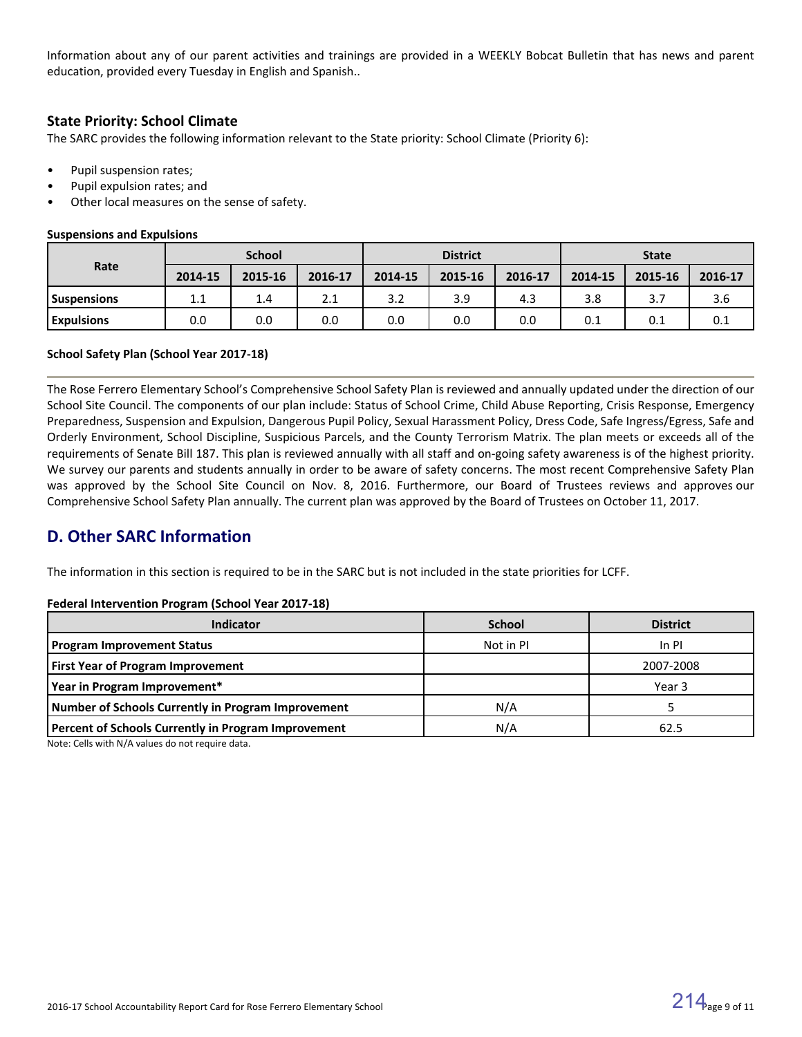Information about any of our parent activities and trainings are provided in a WEEKLY Bobcat Bulletin that has news and parent education, provided every Tuesday in English and Spanish..

### State Priority: School Climate

The SARC provides the following information relevant to the State priority: School Climate (Priority 6):

- Pupil suspension rates;
- Pupil expulsion rates; and
- Other local measures on the sense of safety.

**Suspensions and Expulsions**

| Rate | School | | | District | | | State | | |
|---|---|---|---|---|---|---|---|---|---|
| | 2014-15 | 2015-16 | 2016-17 | 2014-15 | 2015-16 | 2016-17 | 2014-15 | 2015-16 | 2016-17 |
| Suspensions | 1.1 | 1.4 | 2.1 | 3.2 | 3.9 | 4.3 | 3.8 | 3.7 | 3.6 |
| Expulsions | 0.0 | 0.0 | 0.0 | 0.0 | 0.0 | 0.0 | 0.1 | 0.1 | 0.1 |

**School Safety Plan (School Year 2017-18)**

The Rose Ferrero Elementary School's Comprehensive School Safety Plan is reviewed and annually updated under the direction of our School Site Council. The components of our plan include: Status of School Crime, Child Abuse Reporting, Crisis Response, Emergency Preparedness, Suspension and Expulsion, Dangerous Pupil Policy, Sexual Harassment Policy, Dress Code, Safe Ingress/Egress, Safe and Orderly Environment, School Discipline, Suspicious Parcels, and the County Terrorism Matrix. The plan meets or exceeds all of the requirements of Senate Bill 187. This plan is reviewed annually with all staff and on-going safety awareness is of the highest priority. We survey our parents and students annually in order to be aware of safety concerns. The most recent Comprehensive Safety Plan was approved by the School Site Council on Nov. 8, 2016. Furthermore, our Board of Trustees reviews and approves our Comprehensive School Safety Plan annually. The current plan was approved by the Board of Trustees on October 11, 2017.

## D. Other SARC Information

The information in this section is required to be in the SARC but is not included in the state priorities for LCFF.

**Federal Intervention Program (School Year 2017-18)**

| Indicator | School | District |
|---|---|---|
| Program Improvement Status | Not in PI | In PI |
| First Year of Program Improvement | | 2007-2008 |
| Year in Program Improvement* | | Year 3 |
| Number of Schools Currently in Program Improvement | N/A | 5 |
| Percent of Schools Currently in Program Improvement | N/A | 62.5 |

Note: Cells with N/A values do not require data.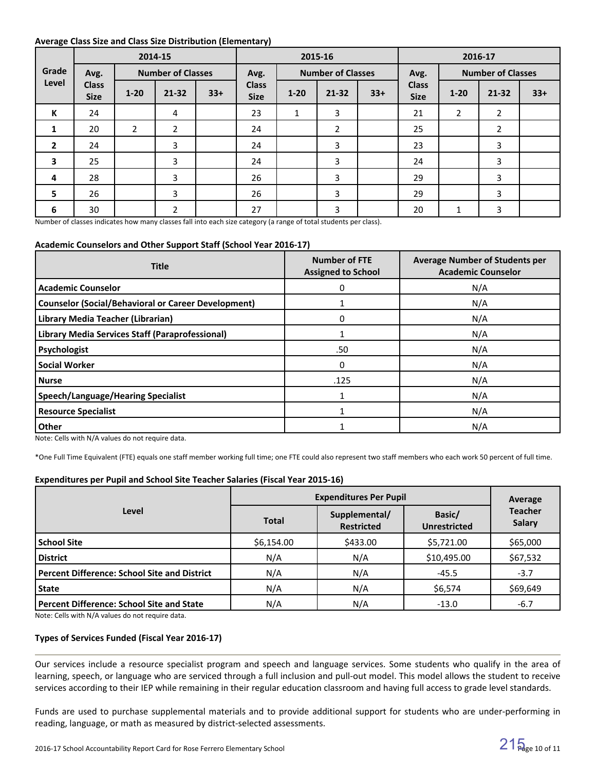**Average Class Size and Class Size Distribution (Elementary)**

| Grade Level | 2014-15 | | | | 2015-16 | | | | 2016-17 | | | |
|---|---|---|---|---|---|---|---|---|---|---|---|---|
| | Avg. Class Size | Number of Classes | | | Avg. Class Size | Number of Classes | | | Avg. Class Size | Number of Classes | | |
| | | 1-20 | 21-32 | 33+ | | 1-20 | 21-32 | 33+ | | 1-20 | 21-32 | 33+ |
| K | 24 | | 4 | | 23 | 1 | 3 | | 21 | 2 | 2 | |
| 1 | 20 | 2 | 2 | | 24 | | 2 | | 25 | | 2 | |
| 2 | 24 | | 3 | | 24 | | 3 | | 23 | | 3 | |
| 3 | 25 | | 3 | | 24 | | 3 | | 24 | | 3 | |
| 4 | 28 | | 3 | | 26 | | 3 | | 29 | | 3 | |
| 5 | 26 | | 3 | | 26 | | 3 | | 29 | | 3 | |
| 6 | 30 | | 2 | | 27 | | 3 | | 20 | 1 | 3 | |

Number of classes indicates how many classes fall into each size category (a range of total students per class).

**Academic Counselors and Other Support Staff (School Year 2016-17)**

| Title | Number of FTE Assigned to School | Average Number of Students per Academic Counselor |
|---|---|---|
| **Academic Counselor** | 0 | N/A |
| **Counselor (Social/Behavioral or Career Development)** | 1 | N/A |
| **Library Media Teacher (Librarian)** | 0 | N/A |
| **Library Media Services Staff (Paraprofessional)** | 1 | N/A |
| **Psychologist** | .50 | N/A |
| **Social Worker** | 0 | N/A |
| **Nurse** | .125 | N/A |
| **Speech/Language/Hearing Specialist** | 1 | N/A |
| **Resource Specialist** | 1 | N/A |
| **Other** | 1 | N/A |

Note: Cells with N/A values do not require data.

*One Full Time Equivalent (FTE) equals one staff member working full time; one FTE could also represent two staff members who each work 50 percent of full time.

**Expenditures per Pupil and School Site Teacher Salaries (Fiscal Year 2015-16)**

| Level | Expenditures Per Pupil | | | Average Teacher Salary |
|---|---|---|---|---|
| | Total | Supplemental/ Restricted | Basic/ Unrestricted | |
| **School Site** | $6,154.00 | $433.00 | $5,721.00 | $65,000 |
| **District** | N/A | N/A | $10,495.00 | $67,532 |
| **Percent Difference: School Site and District** | N/A | N/A | -45.5 | -3.7 |
| **State** | N/A | N/A | $6,574 | $69,649 |
| **Percent Difference: School Site and State** | N/A | N/A | -13.0 | -6.7 |

Note: Cells with N/A values do not require data.

**Types of Services Funded (Fiscal Year 2016-17)**

Our services include a resource specialist program and speech and language services. Some students who qualify in the area of learning, speech, or language who are serviced through a full inclusion and pull-out model. This model allows the student to receive services according to their IEP while remaining in their regular education classroom and having full access to grade level standards.

Funds are used to purchase supplemental materials and to provide additional support for students who are under-performing in reading, language, or math as measured by district-selected assessments.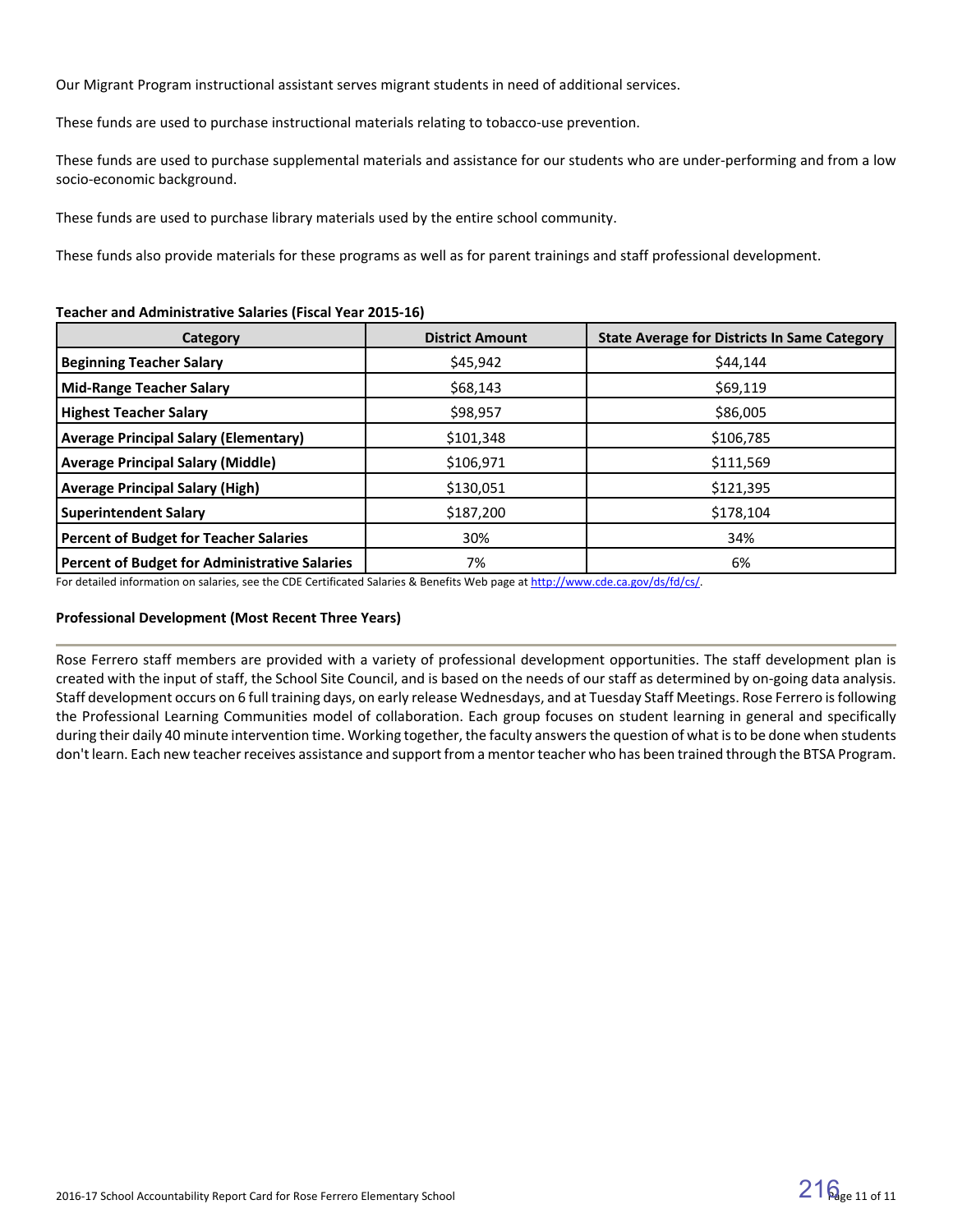Our Migrant Program instructional assistant serves migrant students in need of additional services.

These funds are used to purchase instructional materials relating to tobacco-use prevention.

These funds are used to purchase supplemental materials and assistance for our students who are under-performing and from a low socio-economic background.

These funds are used to purchase library materials used by the entire school community.

These funds also provide materials for these programs as well as for parent trainings and staff professional development.

**Teacher and Administrative Salaries (Fiscal Year 2015-16)**

| Category | District Amount | State Average for Districts In Same Category |
|---|---|---|
| **Beginning Teacher Salary** | $45,942 | $44,144 |
| **Mid-Range Teacher Salary** | $68,143 | $69,119 |
| **Highest Teacher Salary** | $98,957 | $86,005 |
| **Average Principal Salary (Elementary)** | $101,348 | $106,785 |
| **Average Principal Salary (Middle)** | $106,971 | $111,569 |
| **Average Principal Salary (High)** | $130,051 | $121,395 |
| **Superintendent Salary** | $187,200 | $178,104 |
| **Percent of Budget for Teacher Salaries** | 30% | 34% |
| **Percent of Budget for Administrative Salaries** | 7% | 6% |

For detailed information on salaries, see the CDE Certificated Salaries & Benefits Web page at http://www.cde.ca.gov/ds/fd/cs/.

**Professional Development (Most Recent Three Years)**

Rose Ferrero staff members are provided with a variety of professional development opportunities. The staff development plan is created with the input of staff, the School Site Council, and is based on the needs of our staff as determined by on-going data analysis. Staff development occurs on 6 full training days, on early release Wednesdays, and at Tuesday Staff Meetings. Rose Ferrero is following the Professional Learning Communities model of collaboration. Each group focuses on student learning in general and specifically during their daily 40 minute intervention time. Working together, the faculty answers the question of what is to be done when students don't learn. Each new teacher receives assistance and support from a mentor teacher who has been trained through the BTSA Program.